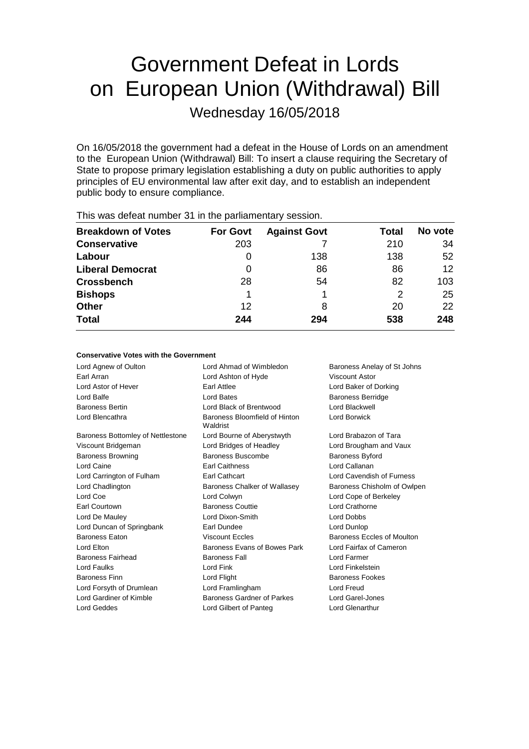# Government Defeat in Lords on European Union (Withdrawal) Bill

Wednesday 16/05/2018

On 16/05/2018 the government had a defeat in the House of Lords on an amendment to the European Union (Withdrawal) Bill: To insert a clause requiring the Secretary of State to propose primary legislation establishing a duty on public authorities to apply principles of EU environmental law after exit day, and to establish an independent public body to ensure compliance.

This was defeat number 31 in the parliamentary session.

| Breakdown of Votes | For Govt | Against Govt | Total | No vote |
|---|---|---|---|---|
| Conservative | 203 | 7 | 210 | 34 |
| Labour | 0 | 138 | 138 | 52 |
| Liberal Democrat | 0 | 86 | 86 | 12 |
| Crossbench | 28 | 54 | 82 | 103 |
| Bishops | 1 | 1 | 2 | 25 |
| Other | 12 | 8 | 20 | 22 |
| **Total** | **244** | **294** | **538** | **248** |

**Conservative Votes with the Government**

| | | |
|---|---|---|
| Lord Agnew of Oulton | Lord Ahmad of Wimbledon | Baroness Anelay of St Johns |
| Earl Arran | Lord Ashton of Hyde | Viscount Astor |
| Lord Astor of Hever | Earl Attlee | Lord Baker of Dorking |
| Lord Balfe | Lord Bates | Baroness Berridge |
| Baroness Bertin | Lord Black of Brentwood | Lord Blackwell |
| Lord Blencathra | Baroness Bloomfield of Hinton Waldrist | Lord Borwick |
| Baroness Bottomley of Nettlestone | Lord Bourne of Aberystwyth | Lord Brabazon of Tara |
| Viscount Bridgeman | Lord Bridges of Headley | Lord Brougham and Vaux |
| Baroness Browning | Baroness Buscombe | Baroness Byford |
| Lord Caine | Earl Caithness | Lord Callanan |
| Lord Carrington of Fulham | Earl Cathcart | Lord Cavendish of Furness |
| Lord Chadlington | Baroness Chalker of Wallasey | Baroness Chisholm of Owlpen |
| Lord Coe | Lord Colwyn | Lord Cope of Berkeley |
| Earl Courtown | Baroness Couttie | Lord Crathorne |
| Lord De Mauley | Lord Dixon-Smith | Lord Dobbs |
| Lord Duncan of Springbank | Earl Dundee | Lord Dunlop |
| Baroness Eaton | Viscount Eccles | Baroness Eccles of Moulton |
| Lord Elton | Baroness Evans of Bowes Park | Lord Fairfax of Cameron |
| Baroness Fairhead | Baroness Fall | Lord Farmer |
| Lord Faulks | Lord Fink | Lord Finkelstein |
| Baroness Finn | Lord Flight | Baroness Fookes |
| Lord Forsyth of Drumlean | Lord Framlingham | Lord Freud |
| Lord Gardiner of Kimble | Baroness Gardner of Parkes | Lord Garel-Jones |
| Lord Geddes | Lord Gilbert of Panteg | Lord Glenarthur |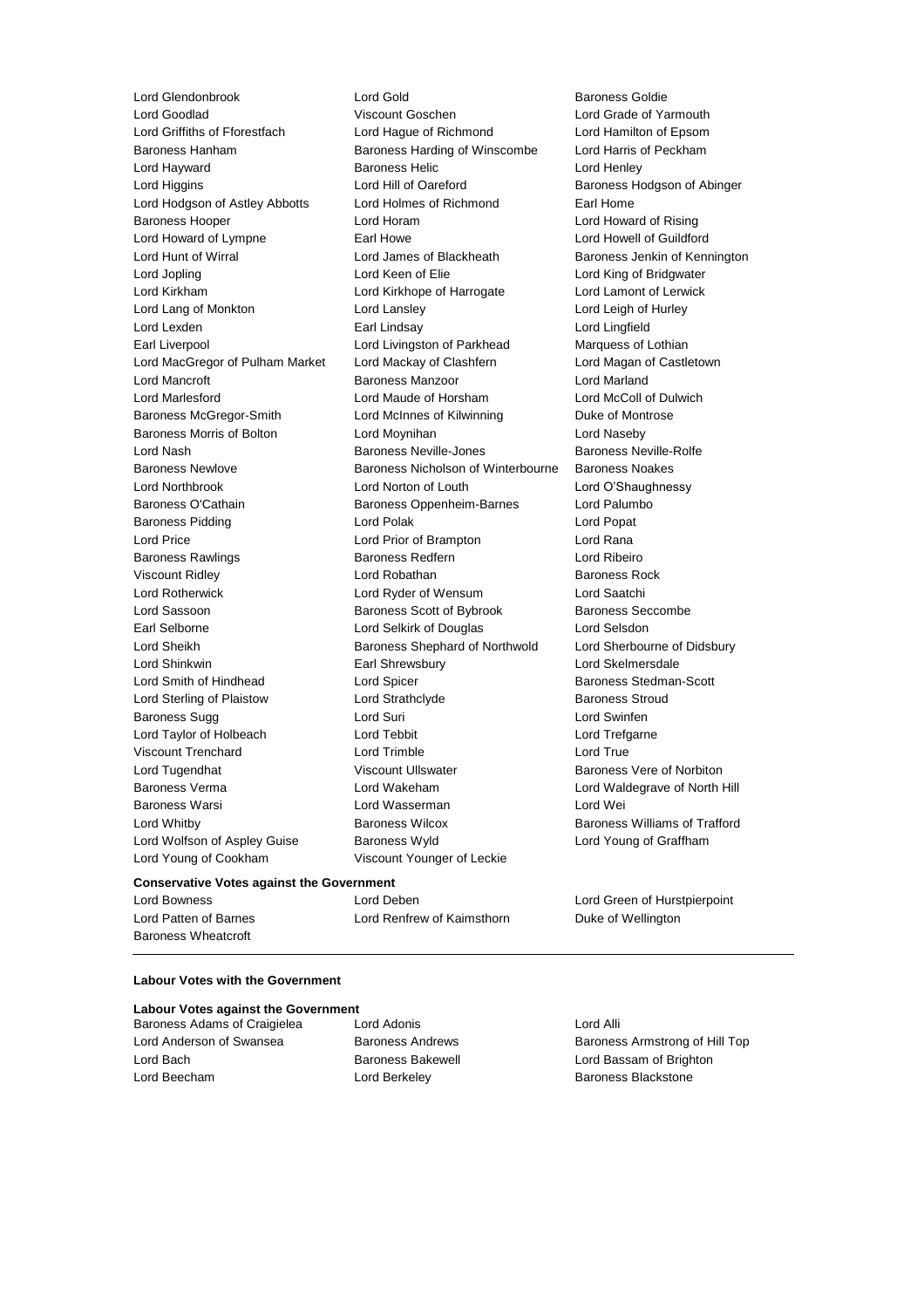Lord Glendonbrook Lord Gold Baroness Goldie
Lord Goodlad Viscount Goschen Lord Grade of Yarmouth
Lord Griffiths of Fforestfach Lord Hague of Richmond Lord Hamilton of Epsom
Baroness Hanham Baroness Harding of Winscombe Lord Harris of Peckham
Lord Hayward Baroness Helic Lord Henley
Lord Higgins Lord Hill of Oareford Baroness Hodgson of Abinger
Lord Hodgson of Astley Abbotts Lord Holmes of Richmond Earl Home
Baroness Hooper Lord Horam Lord Howard of Rising
Lord Howard of Lympne Earl Howe Lord Howell of Guildford
Lord Hunt of Wirral Lord James of Blackheath Baroness Jenkin of Kennington
Lord Jopling Lord Keen of Elie Lord King of Bridgwater
Lord Kirkham Lord Kirkhope of Harrogate Lord Lamont of Lerwick
Lord Lang of Monkton Lord Lansley Lord Leigh of Hurley
Lord Lexden Earl Lindsay Lord Lingfield
Earl Liverpool Lord Livingston of Parkhead Marquess of Lothian
Lord MacGregor of Pulham Market Lord Mackay of Clashfern Lord Magan of Castletown
Lord Mancroft Baroness Manzoor Lord Marland
Lord Marlesford Lord Maude of Horsham Lord McColl of Dulwich
Baroness McGregor-Smith Lord McInnes of Kilwinning Duke of Montrose
Baroness Morris of Bolton Lord Moynihan Lord Naseby
Lord Nash Baroness Neville-Jones Baroness Neville-Rolfe
Baroness Newlove Baroness Nicholson of Winterbourne Baroness Noakes
Lord Northbrook Lord Norton of Louth Lord O'Shaughnessy
Baroness O'Cathain Baroness Oppenheim-Barnes Lord Palumbo
Baroness Pidding Lord Polak Lord Popat
Lord Price Lord Prior of Brampton Lord Rana
Baroness Rawlings Baroness Redfern Lord Ribeiro
Viscount Ridley Lord Robathan Baroness Rock
Lord Rotherwick Lord Ryder of Wensum Lord Saatchi
Lord Sassoon Baroness Scott of Bybrook Baroness Seccombe
Earl Selborne Lord Selkirk of Douglas Lord Selsdon
Lord Sheikh Baroness Shephard of Northwold Lord Sherbourne of Didsbury
Lord Shinkwin Earl Shrewsbury Lord Skelmersdale
Lord Smith of Hindhead Lord Spicer Baroness Stedman-Scott
Lord Sterling of Plaistow Lord Strathclyde Baroness Stroud
Baroness Sugg Lord Suri Lord Swinfen
Lord Taylor of Holbeach Lord Tebbit Lord Trefgarne
Viscount Trenchard Lord Trimble Lord True
Lord Tugendhat Viscount Ullswater Baroness Vere of Norbiton
Baroness Verma Lord Wakeham Lord Waldegrave of North Hill
Baroness Warsi Lord Wasserman Lord Wei
Lord Whitby Baroness Wilcox Baroness Williams of Trafford
Lord Wolfson of Aspley Guise Baroness Wyld Lord Young of Graffham
Lord Young of Cookham Viscount Younger of Leckie

**Conservative Votes against the Government**

Lord Bowness Lord Deben Lord Green of Hurstpierpoint
Lord Patten of Barnes Lord Renfrew of Kaimsthorn Duke of Wellington
Baroness Wheatcroft

---

**Labour Votes with the Government**

**Labour Votes against the Government**

Baroness Adams of Craigielea Lord Adonis Lord Alli
Lord Anderson of Swansea Baroness Andrews Baroness Armstrong of Hill Top
Lord Bach Baroness Bakewell Lord Bassam of Brighton
Lord Beecham Lord Berkeley Baroness Blackstone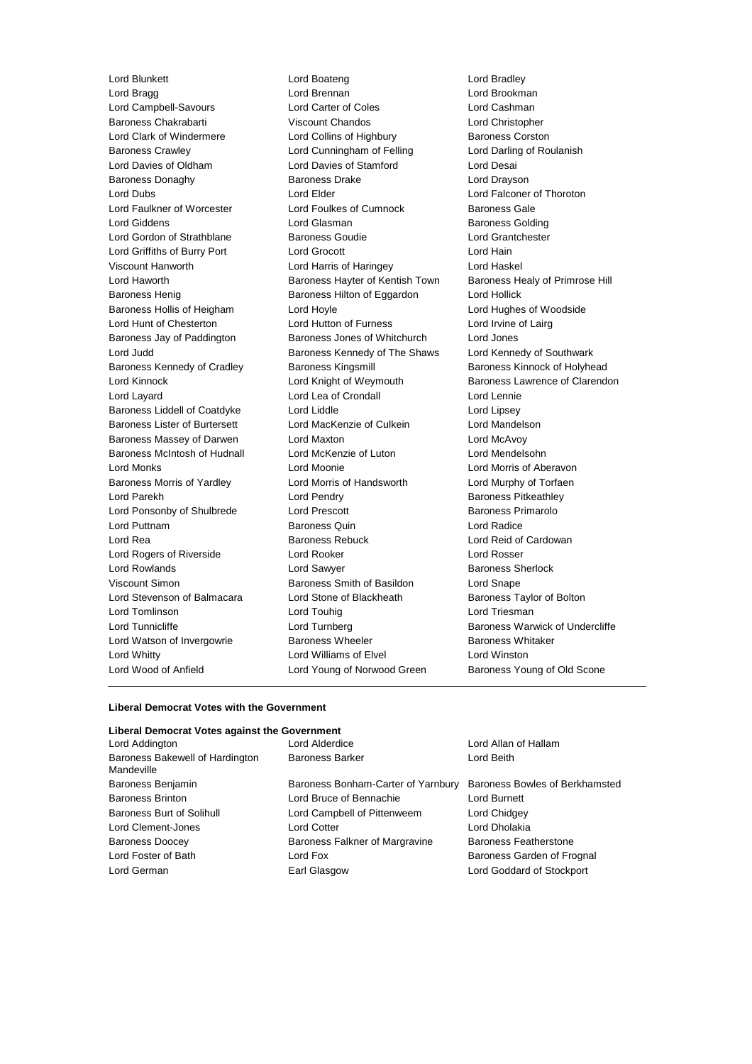Lord Blunkett Lord Boateng Lord Bradley
Lord Bragg Lord Brennan Lord Brookman
Lord Campbell-Savours Lord Carter of Coles Lord Cashman
Baroness Chakrabarti Viscount Chandos Lord Christopher
Lord Clark of Windermere Lord Collins of Highbury Baroness Corston
Baroness Crawley Lord Cunningham of Felling Lord Darling of Roulanish
Lord Davies of Oldham Lord Davies of Stamford Lord Desai
Baroness Donaghy Baroness Drake Lord Drayson
Lord Dubs Lord Elder Lord Falconer of Thoroton
Lord Faulkner of Worcester Lord Foulkes of Cumnock Baroness Gale
Lord Giddens Lord Glasman Baroness Golding
Lord Gordon of Strathblane Baroness Goudie Lord Grantchester
Lord Griffiths of Burry Port Lord Grocott Lord Hain
Viscount Hanworth Lord Harris of Haringey Lord Haskel
Lord Haworth Baroness Hayter of Kentish Town Baroness Healy of Primrose Hill
Baroness Henig Baroness Hilton of Eggardon Lord Hollick
Baroness Hollis of Heigham Lord Hoyle Lord Hughes of Woodside
Lord Hunt of Chesterton Lord Hutton of Furness Lord Irvine of Lairg
Baroness Jay of Paddington Baroness Jones of Whitchurch Lord Jones
Lord Judd Baroness Kennedy of The Shaws Lord Kennedy of Southwark
Baroness Kennedy of Cradley Baroness Kingsmill Baroness Kinnock of Holyhead
Lord Kinnock Lord Knight of Weymouth Baroness Lawrence of Clarendon
Lord Layard Lord Lea of Crondall Lord Lennie
Baroness Liddell of Coatdyke Lord Liddle Lord Lipsey
Baroness Lister of Burtersett Lord MacKenzie of Culkein Lord Mandelson
Baroness Massey of Darwen Lord Maxton Lord McAvoy
Baroness McIntosh of Hudnall Lord McKenzie of Luton Lord Mendelsohn
Lord Monks Lord Moonie Lord Morris of Aberavon
Baroness Morris of Yardley Lord Morris of Handsworth Lord Murphy of Torfaen
Lord Parekh Lord Pendry Baroness Pitkeathley
Lord Ponsonby of Shulbrede Lord Prescott Baroness Primarolo
Lord Puttnam Baroness Quin Lord Radice
Lord Rea Baroness Rebuck Lord Reid of Cardowan
Lord Rogers of Riverside Lord Rooker Lord Rosser
Lord Rowlands Lord Sawyer Baroness Sherlock
Viscount Simon Baroness Smith of Basildon Lord Snape
Lord Stevenson of Balmacara Lord Stone of Blackheath Baroness Taylor of Bolton
Lord Tomlinson Lord Touhig Lord Triesman
Lord Tunnicliffe Lord Turnberg Baroness Warwick of Undercliffe
Lord Watson of Invergowrie Baroness Wheeler Baroness Whitaker
Lord Whitty Lord Williams of Elvel Lord Winston
Lord Wood of Anfield Lord Young of Norwood Green Baroness Young of Old Scone

**Liberal Democrat Votes with the Government**

**Liberal Democrat Votes against the Government**

Lord Addington Lord Alderdice Lord Allan of Hallam
Baroness Bakewell of Hardington Mandeville Baroness Barker Lord Beith
Baroness Benjamin Baroness Bonham-Carter of Yarnbury Baroness Bowles of Berkhamsted
Baroness Brinton Lord Bruce of Bennachie Lord Burnett
Baroness Burt of Solihull Lord Campbell of Pittenweem Lord Chidgey
Lord Clement-Jones Lord Cotter Lord Dholakia
Baroness Doocey Baroness Falkner of Margravine Baroness Featherstone
Lord Foster of Bath Lord Fox Baroness Garden of Frognal
Lord German Earl Glasgow Lord Goddard of Stockport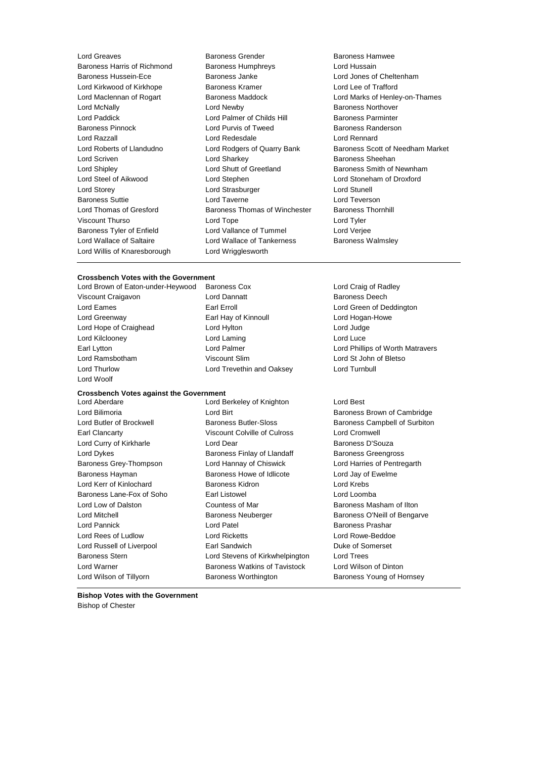Lord Greaves
Baroness Grender
Baroness Hamwee
Baroness Harris of Richmond
Baroness Humphreys
Lord Hussain
Baroness Hussein-Ece
Baroness Janke
Lord Jones of Cheltenham
Lord Kirkwood of Kirkhope
Baroness Kramer
Lord Lee of Trafford
Lord Maclennan of Rogart
Baroness Maddock
Lord Marks of Henley-on-Thames
Lord McNally
Lord Newby
Baroness Northover
Lord Paddick
Lord Palmer of Childs Hill
Baroness Parminter
Baroness Pinnock
Lord Purvis of Tweed
Baroness Randerson
Lord Razzall
Lord Redesdale
Lord Rennard
Lord Roberts of Llandudno
Lord Rodgers of Quarry Bank
Baroness Scott of Needham Market
Lord Scriven
Lord Sharkey
Baroness Sheehan
Lord Shipley
Lord Shutt of Greetland
Baroness Smith of Newnham
Lord Steel of Aikwood
Lord Stephen
Lord Stoneham of Droxford
Lord Storey
Lord Strasburger
Lord Stunell
Baroness Suttie
Lord Taverne
Lord Teverson
Lord Thomas of Gresford
Baroness Thomas of Winchester
Baroness Thornhill
Viscount Thurso
Lord Tope
Lord Tyler
Baroness Tyler of Enfield
Lord Vallance of Tummel
Lord Verjee
Lord Wallace of Saltaire
Lord Wallace of Tankerness
Baroness Walmsley
Lord Willis of Knaresborough
Lord Wrigglesworth

---

**Crossbench Votes with the Government**

Lord Brown of Eaton-under-Heywood
Baroness Cox
Lord Craig of Radley
Viscount Craigavon
Lord Dannatt
Baroness Deech
Lord Eames
Earl Erroll
Lord Green of Deddington
Lord Greenway
Earl Hay of Kinnoull
Lord Hogan-Howe
Lord Hope of Craighead
Lord Hylton
Lord Judge
Lord Kilclooney
Lord Laming
Lord Luce
Earl Lytton
Lord Palmer
Lord Phillips of Worth Matravers
Lord Ramsbotham
Viscount Slim
Lord St John of Bletso
Lord Thurlow
Lord Trevethin and Oaksey
Lord Turnbull
Lord Woolf

**Crossbench Votes against the Government**

Lord Aberdare
Lord Berkeley of Knighton
Lord Best
Lord Bilimoria
Lord Birt
Baroness Brown of Cambridge
Lord Butler of Brockwell
Baroness Butler-Sloss
Baroness Campbell of Surbiton
Earl Clancarty
Viscount Colville of Culross
Lord Cromwell
Lord Curry of Kirkharle
Lord Dear
Baroness D'Souza
Lord Dykes
Baroness Finlay of Llandaff
Baroness Greengross
Baroness Grey-Thompson
Lord Hannay of Chiswick
Lord Harries of Pentregarth
Baroness Hayman
Baroness Howe of Idlicote
Lord Jay of Ewelme
Lord Kerr of Kinlochard
Baroness Kidron
Lord Krebs
Baroness Lane-Fox of Soho
Earl Listowel
Lord Loomba
Lord Low of Dalston
Countess of Mar
Baroness Masham of Ilton
Lord Mitchell
Baroness Neuberger
Baroness O'Neill of Bengarve
Lord Pannick
Lord Patel
Baroness Prashar
Lord Rees of Ludlow
Lord Ricketts
Lord Rowe-Beddoe
Lord Russell of Liverpool
Earl Sandwich
Duke of Somerset
Baroness Stern
Lord Stevens of Kirkwhelpington
Lord Trees
Lord Warner
Baroness Watkins of Tavistock
Lord Wilson of Dinton
Lord Wilson of Tillyorn
Baroness Worthington
Baroness Young of Hornsey

---

**Bishop Votes with the Government**

Bishop of Chester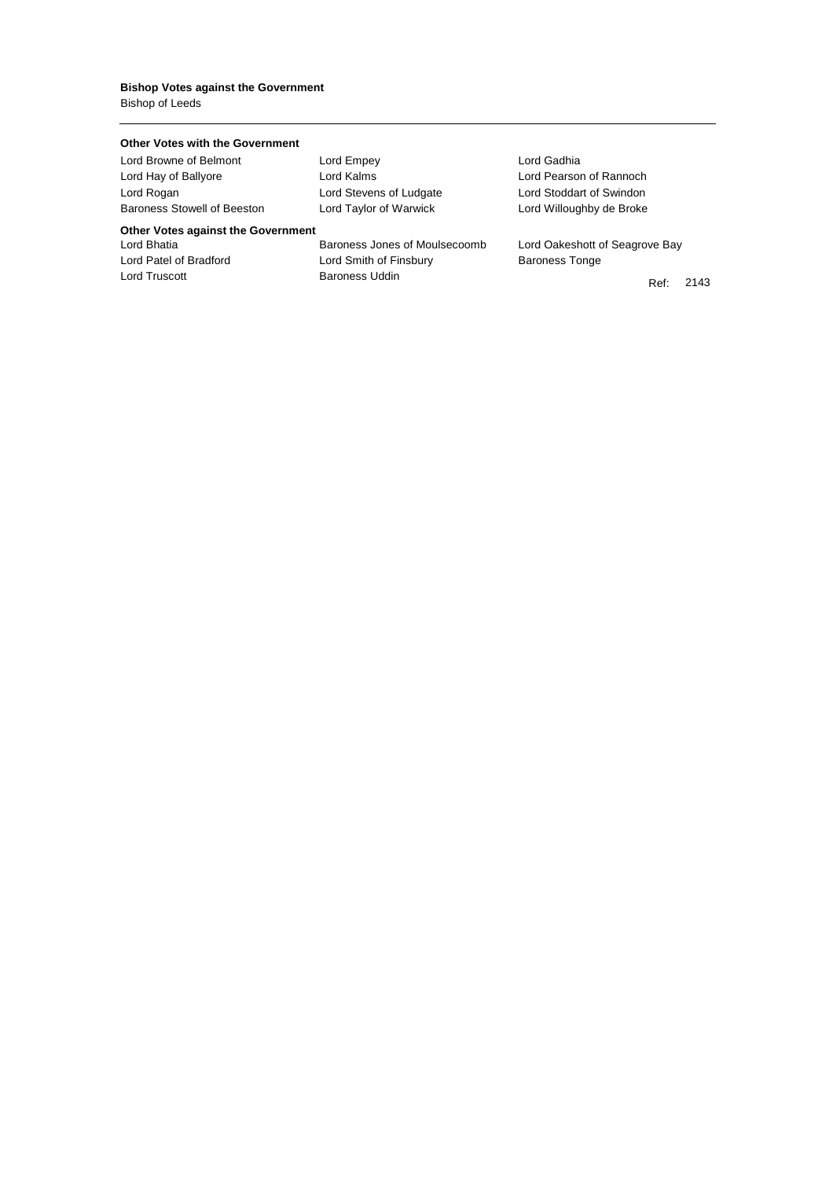**Bishop Votes against the Government**

Bishop of Leeds

---

**Other Votes with the Government**

| | | |
|---|---|---|
| Lord Browne of Belmont | Lord Empey | Lord Gadhia |
| Lord Hay of Ballyore | Lord Kalms | Lord Pearson of Rannoch |
| Lord Rogan | Lord Stevens of Ludgate | Lord Stoddart of Swindon |
| Baroness Stowell of Beeston | Lord Taylor of Warwick | Lord Willoughby de Broke |

**Other Votes against the Government**

| | | |
|---|---|---|
| Lord Bhatia | Baroness Jones of Moulsecoomb | Lord Oakeshott of Seagrove Bay |
| Lord Patel of Bradford | Lord Smith of Finsbury | Baroness Tonge |
| Lord Truscott | Baroness Uddin | |

Ref: 2143